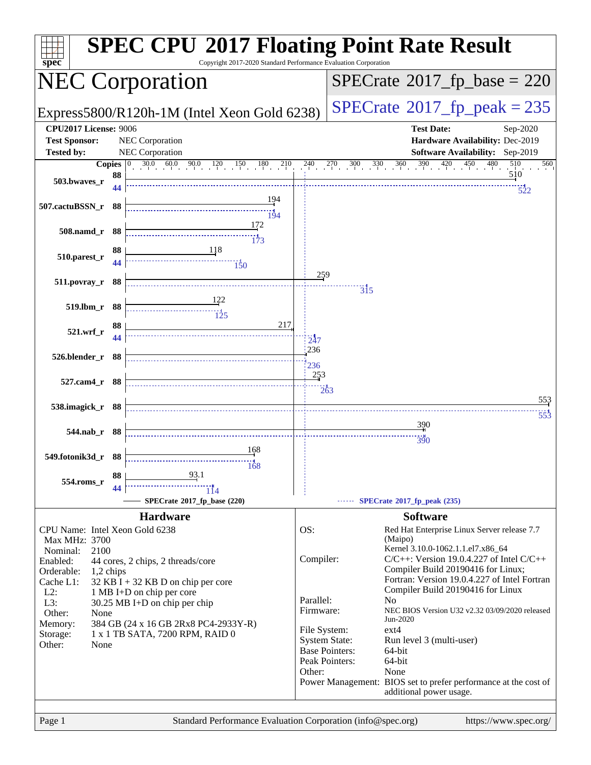# SPEC CPU 2017 Floating Point Rate Result

Copyright 2017-2020 Standard Performance Evaluation Corporation

## NEC Corporation

Express5800/R120h-1M (Intel Xeon Gold 6238)

SPECrate 2017_fp_base = 220

SPECrate 2017_fp_peak = 235

**CPU2017 License:** 9006
**Test Sponsor:** NEC Corporation
**Tested by:** NEC Corporation

**Test Date:** Sep-2020
**Hardware Availability:** Dec-2019
**Software Availability:** Sep-2019

| Benchmark | Copies (base) | Base | Copies (peak) | Peak |
|---|---|---|---|---|
| 503.bwaves_r | 88 | 510 | 44 | 522 |
| 507.cactuBSSN_r | 88 | 194 | 88 | 194 |
| 508.namd_r | 88 | 172 | 88 | 173 |
| 510.parest_r | 88 | 118 | 44 | 150 |
| 511.povray_r | 88 | 259 | 88 | 315 |
| 519.lbm_r | 88 | 122 | 88 | 125 |
| 521.wrf_r | 88 | 217 | 44 | 247 |
| 526.blender_r | 88 | 236 | 88 | 236 |
| 527.cam4_r | 88 | 253 | 88 | 263 |
| 538.imagick_r | 88 | 553 | 88 | 553 |
| 544.nab_r | 88 | 390 | 88 | 390 |
| 549.fotonik3d_r | 88 | 168 | 88 | 168 |
| 554.roms_r | 88 | 93.1 | 44 | 114 |

SPECrate 2017_fp_base (220) — SPECrate 2017_fp_peak (235)

## Hardware

| | |
|---|---|
| CPU Name: | Intel Xeon Gold 6238 |
| Max MHz: | 3700 |
| Nominal: | 2100 |
| Enabled: | 44 cores, 2 chips, 2 threads/core |
| Orderable: | 1,2 chips |
| Cache L1: | 32 KB I + 32 KB D on chip per core |
| L2: | 1 MB I+D on chip per core |
| L3: | 30.25 MB I+D on chip per chip |
| Other: | None |
| Memory: | 384 GB (24 x 16 GB 2Rx8 PC4-2933Y-R) |
| Storage: | 1 x 1 TB SATA, 7200 RPM, RAID 0 |
| Other: | None |

## Software

| | |
|---|---|
| OS: | Red Hat Enterprise Linux Server release 7.7 (Maipo) Kernel 3.10.0-1062.1.1.el7.x86_64 |
| Compiler: | C/C++: Version 19.0.4.227 of Intel C/C++ Compiler Build 20190416 for Linux; Fortran: Version 19.0.4.227 of Intel Fortran Compiler Build 20190416 for Linux |
| Parallel: | No |
| Firmware: | NEC BIOS Version U32 v2.32 03/09/2020 released Jun-2020 |
| File System: | ext4 |
| System State: | Run level 3 (multi-user) |
| Base Pointers: | 64-bit |
| Peak Pointers: | 64-bit |
| Other: | None |
| Power Management: | BIOS set to prefer performance at the cost of additional power usage. |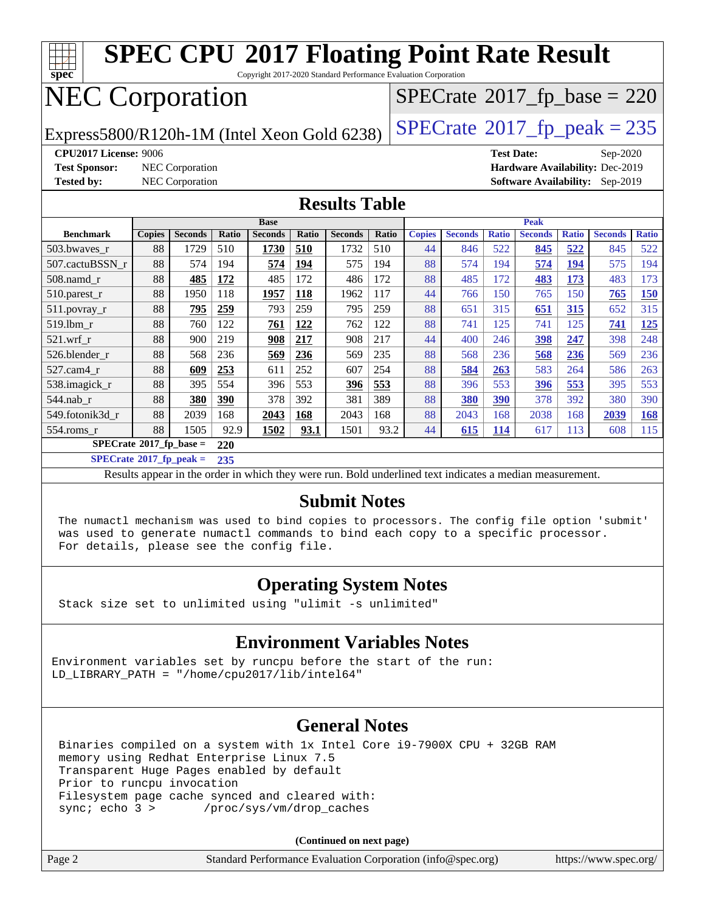# SPEC CPU 2017 Floating Point Rate Result

Copyright 2017-2020 Standard Performance Evaluation Corporation

# NEC Corporation

Express5800/R120h-1M (Intel Xeon Gold 6238)

SPECrate 2017_fp_base = 220

SPECrate 2017_fp_peak = 235

**CPU2017 License:** 9006
**Test Sponsor:** NEC Corporation
**Tested by:** NEC Corporation

**Test Date:** Sep-2020
**Hardware Availability:** Dec-2019
**Software Availability:** Sep-2019

## Results Table

| Benchmark | Base | | | | | | | Peak | | | | | | |
|---|---|---|---|---|---|---|---|---|---|---|---|---|---|---|
| | Copies | Seconds | Ratio | Seconds | Ratio | Seconds | Ratio | Copies | Seconds | Ratio | Seconds | Ratio | Seconds | Ratio |
| 503.bwaves_r | 88 | 1729 | 510 | **1730** | **510** | 1732 | 510 | 44 | 846 | 522 | **845** | **522** | 845 | 522 |
| 507.cactuBSSN_r | 88 | 574 | 194 | **574** | **194** | 575 | 194 | 88 | 574 | 194 | **574** | **194** | 575 | 194 |
| 508.namd_r | 88 | **485** | **172** | 485 | 172 | 486 | 172 | 88 | 485 | 172 | **483** | **173** | 483 | 173 |
| 510.parest_r | 88 | 1950 | 118 | **1957** | **118** | 1962 | 117 | 44 | 766 | 150 | 765 | 150 | **765** | **150** |
| 511.povray_r | 88 | **795** | **259** | 793 | 259 | 795 | 259 | 88 | 651 | 315 | **651** | **315** | 652 | 315 |
| 519.lbm_r | 88 | 760 | 122 | **761** | **122** | 762 | 122 | 88 | 741 | 125 | 741 | 125 | **741** | **125** |
| 521.wrf_r | 88 | 900 | 219 | **908** | **217** | 908 | 217 | 44 | 400 | 246 | **398** | **247** | 398 | 248 |
| 526.blender_r | 88 | 568 | 236 | **569** | **236** | 569 | 235 | 88 | 568 | 236 | **568** | **236** | 569 | 236 |
| 527.cam4_r | 88 | **609** | **253** | 611 | 252 | 607 | 254 | 88 | **584** | **263** | 583 | 264 | 586 | 263 |
| 538.imagick_r | 88 | 395 | 554 | 396 | 553 | **396** | **553** | 88 | 396 | 553 | **396** | **553** | 395 | 553 |
| 544.nab_r | 88 | **380** | **390** | 378 | 392 | 381 | 389 | 88 | **380** | **390** | 378 | 392 | 380 | 390 |
| 549.fotonik3d_r | 88 | 2039 | 168 | **2043** | **168** | 2043 | 168 | 88 | 2043 | 168 | 2038 | 168 | **2039** | **168** |
| 554.roms_r | 88 | 1505 | 92.9 | **1502** | **93.1** | 1501 | 93.2 | 44 | **615** | **114** | 617 | 113 | 608 | 115 |

SPECrate 2017_fp_base = 220

SPECrate 2017_fp_peak = 235

Results appear in the order in which they were run. Bold underlined text indicates a median measurement.

## Submit Notes

```
The numactl mechanism was used to bind copies to processors. The config file option 'submit'
was used to generate numactl commands to bind each copy to a specific processor.
For details, please see the config file.
```

## Operating System Notes

```
Stack size set to unlimited using "ulimit -s unlimited"
```

## Environment Variables Notes

```
Environment variables set by runcpu before the start of the run:
LD_LIBRARY_PATH = "/home/cpu2017/lib/intel64"
```

## General Notes

```
Binaries compiled on a system with 1x Intel Core i9-7900X CPU + 32GB RAM
memory using Redhat Enterprise Linux 7.5
Transparent Huge Pages enabled by default
Prior to runcpu invocation
Filesystem page cache synced and cleared with:
sync; echo 3 >       /proc/sys/vm/drop_caches
```

**(Continued on next page)**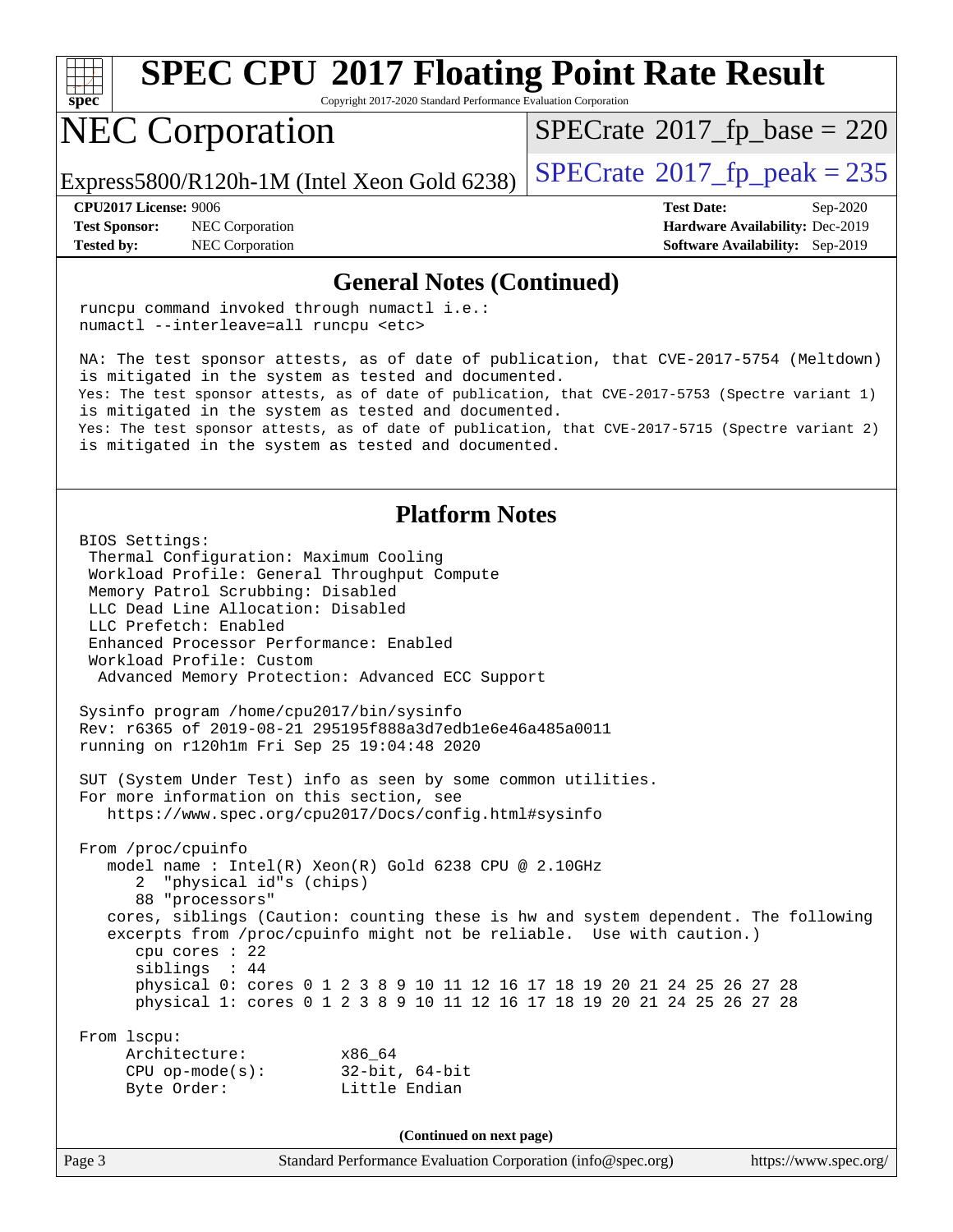## General Notes (Continued)

```
runcpu command invoked through numactl i.e.:
numactl --interleave=all runcpu <etc>

NA: The test sponsor attests, as of date of publication, that CVE-2017-5754 (Meltdown)
is mitigated in the system as tested and documented.
Yes: The test sponsor attests, as of date of publication, that CVE-2017-5753 (Spectre variant 1)
is mitigated in the system as tested and documented.
Yes: The test sponsor attests, as of date of publication, that CVE-2017-5715 (Spectre variant 2)
is mitigated in the system as tested and documented.
```

## Platform Notes

```
BIOS Settings:
 Thermal Configuration: Maximum Cooling
 Workload Profile: General Throughput Compute
 Memory Patrol Scrubbing: Disabled
 LLC Dead Line Allocation: Disabled
 LLC Prefetch: Enabled
 Enhanced Processor Performance: Enabled
 Workload Profile: Custom
  Advanced Memory Protection: Advanced ECC Support

Sysinfo program /home/cpu2017/bin/sysinfo
Rev: r6365 of 2019-08-21 295195f888a3d7edb1e6e46a485a0011
running on r120h1m Fri Sep 25 19:04:48 2020

SUT (System Under Test) info as seen by some common utilities.
For more information on this section, see
   https://www.spec.org/cpu2017/Docs/config.html#sysinfo

From /proc/cpuinfo
   model name : Intel(R) Xeon(R) Gold 6238 CPU @ 2.10GHz
      2  "physical id"s (chips)
      88 "processors"
   cores, siblings (Caution: counting these is hw and system dependent. The following
   excerpts from /proc/cpuinfo might not be reliable.  Use with caution.)
      cpu cores : 22
      siblings  : 44
      physical 0: cores 0 1 2 3 8 9 10 11 12 16 17 18 19 20 21 24 25 26 27 28
      physical 1: cores 0 1 2 3 8 9 10 11 12 16 17 18 19 20 21 24 25 26 27 28

From lscpu:
     Architecture:          x86_64
     CPU op-mode(s):        32-bit, 64-bit
     Byte Order:            Little Endian
```

(Continued on next page)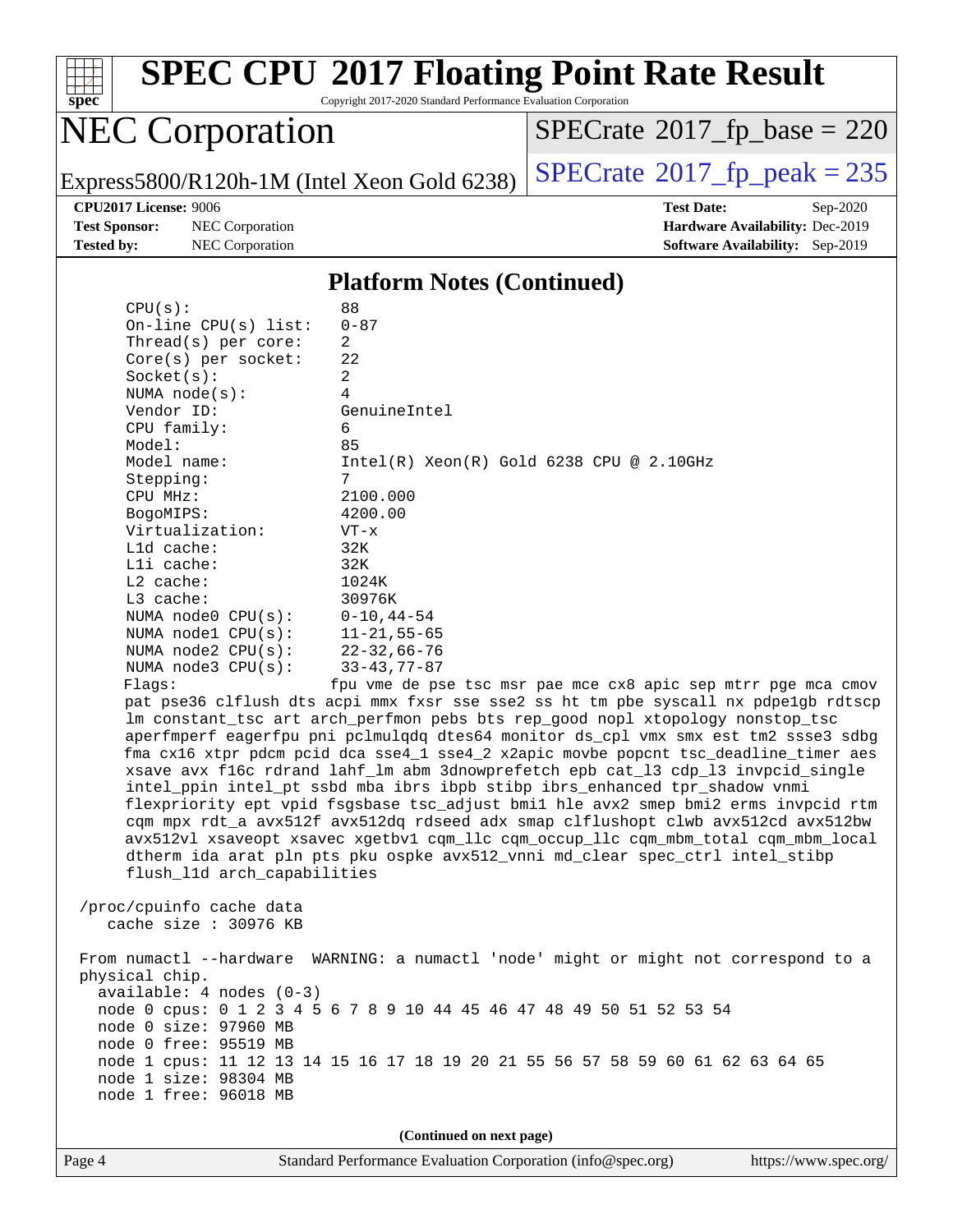## Platform Notes (Continued)

```
     CPU(s):                88
     On-line CPU(s) list:   0-87
     Thread(s) per core:    2
     Core(s) per socket:    22
     Socket(s):             2
     NUMA node(s):          4
     Vendor ID:             GenuineIntel
     CPU family:            6
     Model:                 85
     Model name:            Intel(R) Xeon(R) Gold 6238 CPU @ 2.10GHz
     Stepping:              7
     CPU MHz:               2100.000
     BogoMIPS:              4200.00
     Virtualization:        VT-x
     L1d cache:             32K
     L1i cache:             32K
     L2 cache:              1024K
     L3 cache:              30976K
     NUMA node0 CPU(s):     0-10,44-54
     NUMA node1 CPU(s):     11-21,55-65
     NUMA node2 CPU(s):     22-32,66-76
     NUMA node3 CPU(s):     33-43,77-87
     Flags:                fpu vme de pse tsc msr pae mce cx8 apic sep mtrr pge mca cmov
     pat pse36 clflush dts acpi mmx fxsr sse sse2 ss ht tm pbe syscall nx pdpe1gb rdtscp
     lm constant_tsc art arch_perfmon pebs bts rep_good nopl xtopology nonstop_tsc
     aperfmperf eagerfpu pni pclmulqdq dtes64 monitor ds_cpl vmx smx est tm2 ssse3 sdbg
     fma cx16 xtpr pdcm pcid dca sse4_1 sse4_2 x2apic movbe popcnt tsc_deadline_timer aes
     xsave avx f16c rdrand lahf_lm abm 3dnowprefetch epb cat_l3 cdp_l3 invpcid_single
     intel_ppin intel_pt ssbd mba ibrs ibpb stibp ibrs_enhanced tpr_shadow vnmi
     flexpriority ept vpid fsgsbase tsc_adjust bmi1 hle avx2 smep bmi2 erms invpcid rtm
     cqm mpx rdt_a avx512f avx512dq rdseed adx smap clflushopt clwb avx512cd avx512bw
     avx512vl xsaveopt xsavec xgetbv1 cqm_llc cqm_occup_llc cqm_mbm_total cqm_mbm_local
     dtherm ida arat pln pts pku ospke avx512_vnni md_clear spec_ctrl intel_stibp
     flush_l1d arch_capabilities

 /proc/cpuinfo cache data
    cache size : 30976 KB

 From numactl --hardware  WARNING: a numactl 'node' might or might not correspond to a
 physical chip.
   available: 4 nodes (0-3)
   node 0 cpus: 0 1 2 3 4 5 6 7 8 9 10 44 45 46 47 48 49 50 51 52 53 54
   node 0 size: 97960 MB
   node 0 free: 95519 MB
   node 1 cpus: 11 12 13 14 15 16 17 18 19 20 21 55 56 57 58 59 60 61 62 63 64 65
   node 1 size: 98304 MB
   node 1 free: 96018 MB
```

**(Continued on next page)**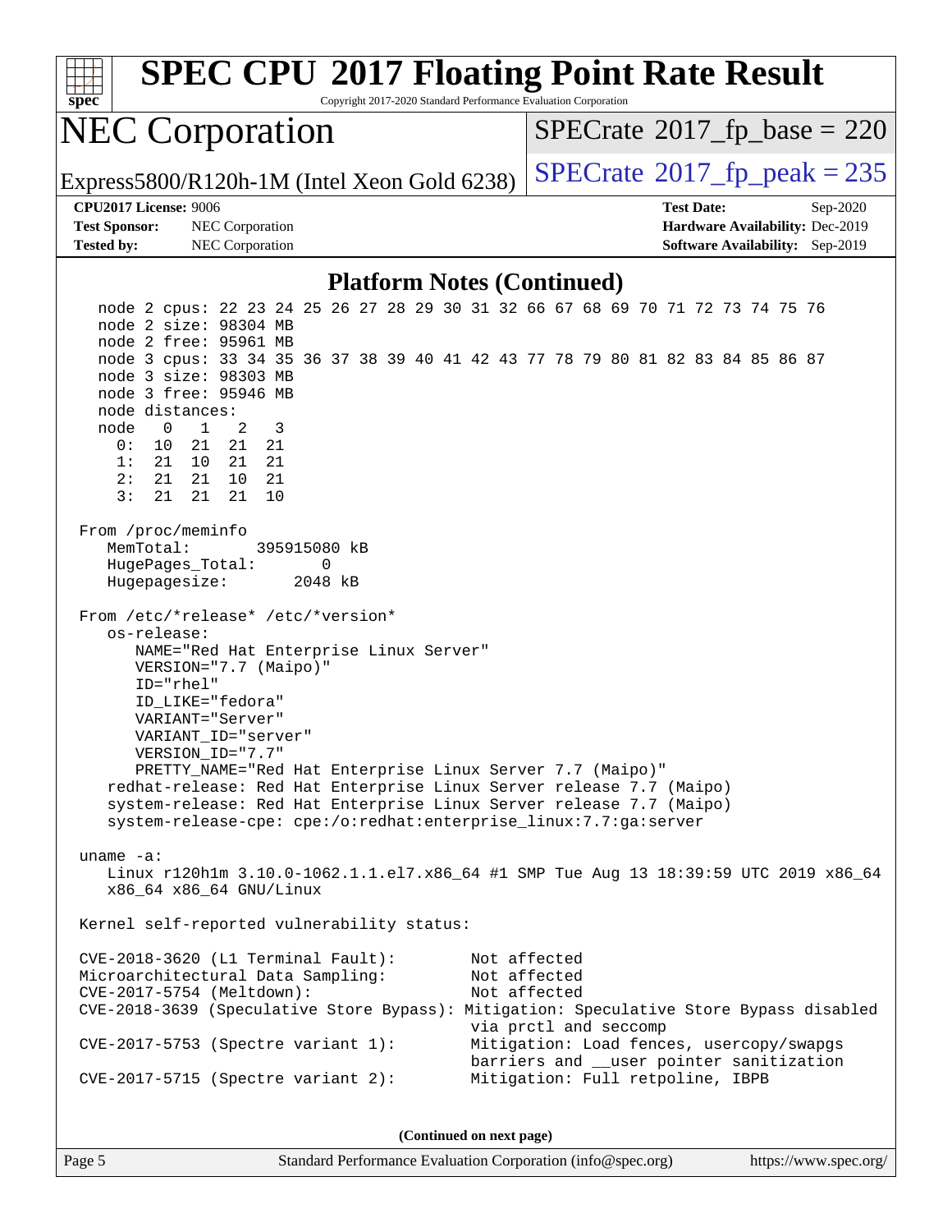## Platform Notes (Continued)

```
   node 2 cpus: 22 23 24 25 26 27 28 29 30 31 32 66 67 68 69 70 71 72 73 74 75 76
   node 2 size: 98304 MB
   node 2 free: 95961 MB
   node 3 cpus: 33 34 35 36 37 38 39 40 41 42 43 77 78 79 80 81 82 83 84 85 86 87
   node 3 size: 98303 MB
   node 3 free: 95946 MB
   node distances:
   node   0   1   2   3
     0:  10  21  21  21
     1:  21  10  21  21
     2:  21  21  10  21
     3:  21  21  21  10

 From /proc/meminfo
    MemTotal:       395915080 kB
    HugePages_Total:        0
    Hugepagesize:        2048 kB

 From /etc/*release* /etc/*version*
    os-release:
       NAME="Red Hat Enterprise Linux Server"
       VERSION="7.7 (Maipo)"
       ID="rhel"
       ID_LIKE="fedora"
       VARIANT="Server"
       VARIANT_ID="server"
       VERSION_ID="7.7"
       PRETTY_NAME="Red Hat Enterprise Linux Server 7.7 (Maipo)"
    redhat-release: Red Hat Enterprise Linux Server release 7.7 (Maipo)
    system-release: Red Hat Enterprise Linux Server release 7.7 (Maipo)
    system-release-cpe: cpe:/o:redhat:enterprise_linux:7.7:ga:server

 uname -a:
    Linux r120h1m 3.10.0-1062.1.1.el7.x86_64 #1 SMP Tue Aug 13 18:39:59 UTC 2019 x86_64
    x86_64 x86_64 GNU/Linux

 Kernel self-reported vulnerability status:

 CVE-2018-3620 (L1 Terminal Fault):         Not affected
 Microarchitectural Data Sampling:          Not affected
 CVE-2017-5754 (Meltdown):                  Not affected
 CVE-2018-3639 (Speculative Store Bypass): Mitigation: Speculative Store Bypass disabled
                                            via prctl and seccomp
 CVE-2017-5753 (Spectre variant 1):        Mitigation: Load fences, usercopy/swapgs
                                            barriers and __user pointer sanitization
 CVE-2017-5715 (Spectre variant 2):        Mitigation: Full retpoline, IBPB
```

(Continued on next page)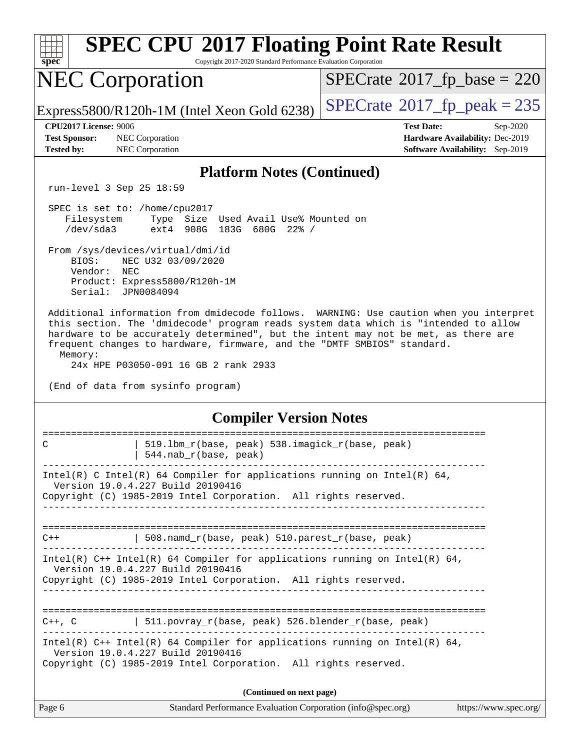## Platform Notes (Continued)

```
run-level 3 Sep 25 18:59

SPEC is set to: /home/cpu2017
   Filesystem     Type  Size  Used Avail Use% Mounted on
   /dev/sda3      ext4  908G  183G  680G  22% /

From /sys/devices/virtual/dmi/id
    BIOS:    NEC U32 03/09/2020
    Vendor:  NEC
    Product: Express5800/R120h-1M
    Serial:  JPN0084094

Additional information from dmidecode follows.  WARNING: Use caution when you interpret
this section. The 'dmidecode' program reads system data which is "intended to allow
hardware to be accurately determined", but the intent may not be met, as there are
frequent changes to hardware, firmware, and the "DMTF SMBIOS" standard.
  Memory:
    24x HPE P03050-091 16 GB 2 rank 2933

(End of data from sysinfo program)
```

## Compiler Version Notes

```
==============================================================================
C               | 519.lbm_r(base, peak) 538.imagick_r(base, peak)
                | 544.nab_r(base, peak)
------------------------------------------------------------------------------
Intel(R) C Intel(R) 64 Compiler for applications running on Intel(R) 64,
  Version 19.0.4.227 Build 20190416
Copyright (C) 1985-2019 Intel Corporation.  All rights reserved.
------------------------------------------------------------------------------

==============================================================================
C++             | 508.namd_r(base, peak) 510.parest_r(base, peak)
------------------------------------------------------------------------------
Intel(R) C++ Intel(R) 64 Compiler for applications running on Intel(R) 64,
  Version 19.0.4.227 Build 20190416
Copyright (C) 1985-2019 Intel Corporation.  All rights reserved.
------------------------------------------------------------------------------

==============================================================================
C++, C          | 511.povray_r(base, peak) 526.blender_r(base, peak)
------------------------------------------------------------------------------
Intel(R) C++ Intel(R) 64 Compiler for applications running on Intel(R) 64,
  Version 19.0.4.227 Build 20190416
Copyright (C) 1985-2019 Intel Corporation.  All rights reserved.
```

**(Continued on next page)**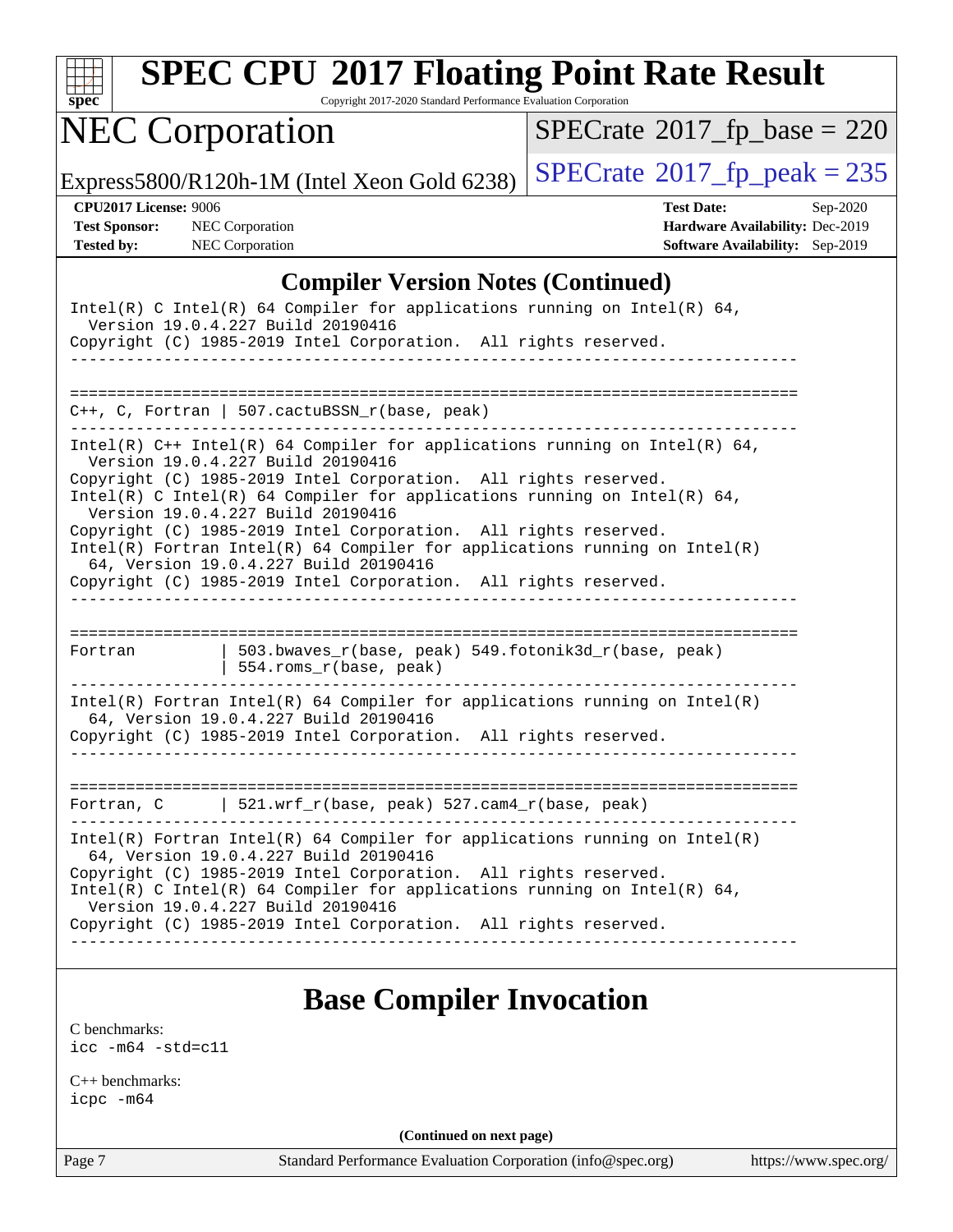## Compiler Version Notes (Continued)

```
Intel(R) C Intel(R) 64 Compiler for applications running on Intel(R) 64,
  Version 19.0.4.227 Build 20190416
Copyright (C) 1985-2019 Intel Corporation.  All rights reserved.
------------------------------------------------------------------------------

==============================================================================
C++, C, Fortran | 507.cactuBSSN_r(base, peak)
------------------------------------------------------------------------------
Intel(R) C++ Intel(R) 64 Compiler for applications running on Intel(R) 64,
  Version 19.0.4.227 Build 20190416
Copyright (C) 1985-2019 Intel Corporation.  All rights reserved.
Intel(R) C Intel(R) 64 Compiler for applications running on Intel(R) 64,
  Version 19.0.4.227 Build 20190416
Copyright (C) 1985-2019 Intel Corporation.  All rights reserved.
Intel(R) Fortran Intel(R) 64 Compiler for applications running on Intel(R)
  64, Version 19.0.4.227 Build 20190416
Copyright (C) 1985-2019 Intel Corporation.  All rights reserved.
------------------------------------------------------------------------------

==============================================================================
Fortran         | 503.bwaves_r(base, peak) 549.fotonik3d_r(base, peak)
                | 554.roms_r(base, peak)
------------------------------------------------------------------------------
Intel(R) Fortran Intel(R) 64 Compiler for applications running on Intel(R)
  64, Version 19.0.4.227 Build 20190416
Copyright (C) 1985-2019 Intel Corporation.  All rights reserved.
------------------------------------------------------------------------------

==============================================================================
Fortran, C      | 521.wrf_r(base, peak) 527.cam4_r(base, peak)
------------------------------------------------------------------------------
Intel(R) Fortran Intel(R) 64 Compiler for applications running on Intel(R)
  64, Version 19.0.4.227 Build 20190416
Copyright (C) 1985-2019 Intel Corporation.  All rights reserved.
Intel(R) C Intel(R) 64 Compiler for applications running on Intel(R) 64,
  Version 19.0.4.227 Build 20190416
Copyright (C) 1985-2019 Intel Corporation.  All rights reserved.
------------------------------------------------------------------------------
```

## Base Compiler Invocation

C benchmarks:
`icc -m64 -std=c11`

C++ benchmarks:
`icpc -m64`

(Continued on next page)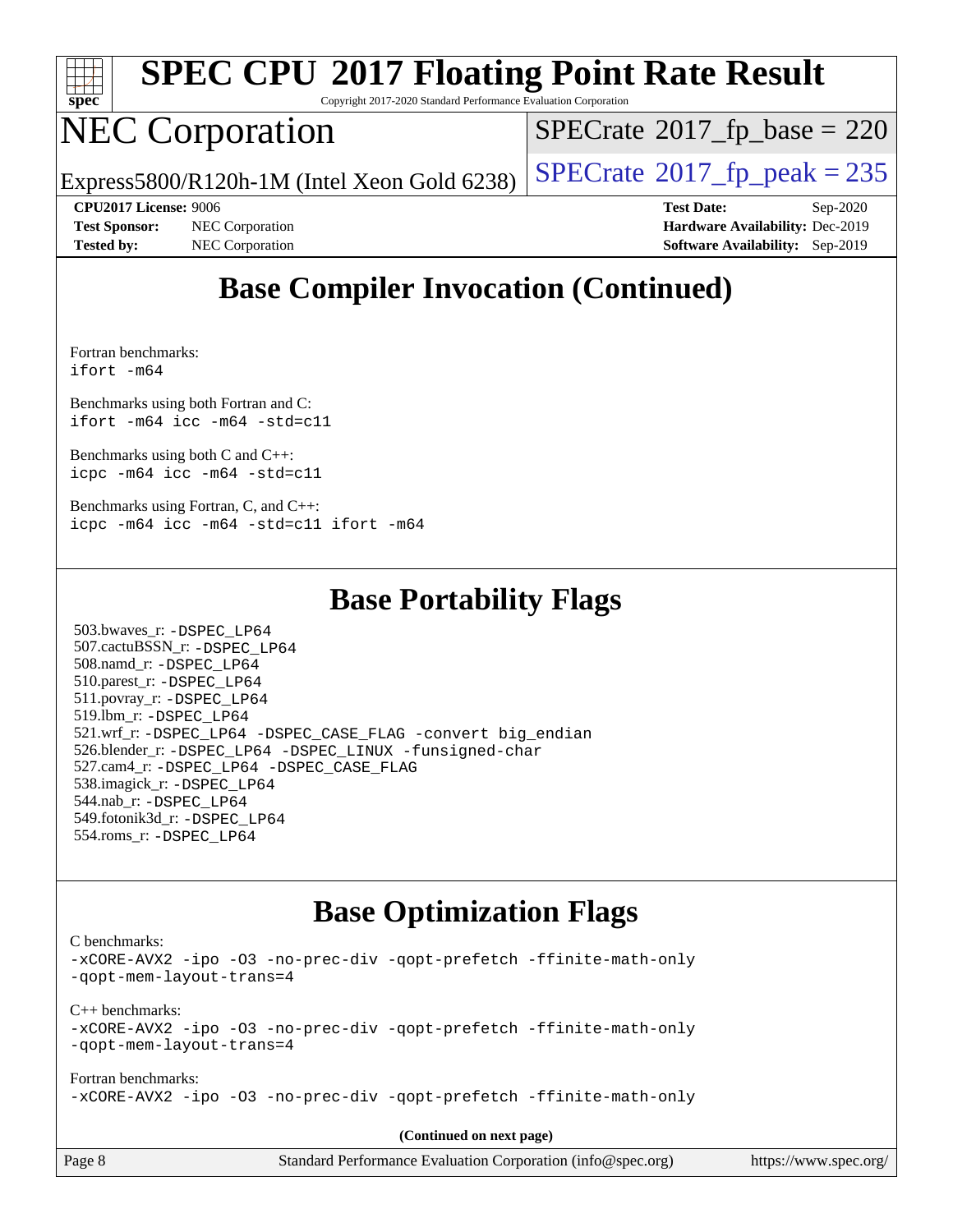## Base Compiler Invocation (Continued)

Fortran benchmarks:
ifort -m64

Benchmarks using both Fortran and C:
ifort -m64 icc -m64 -std=c11

Benchmarks using both C and C++:
icpc -m64 icc -m64 -std=c11

Benchmarks using Fortran, C, and C++:
icpc -m64 icc -m64 -std=c11 ifort -m64

## Base Portability Flags

503.bwaves_r: -DSPEC_LP64
507.cactuBSSN_r: -DSPEC_LP64
508.namd_r: -DSPEC_LP64
510.parest_r: -DSPEC_LP64
511.povray_r: -DSPEC_LP64
519.lbm_r: -DSPEC_LP64
521.wrf_r: -DSPEC_LP64 -DSPEC_CASE_FLAG -convert big_endian
526.blender_r: -DSPEC_LP64 -DSPEC_LINUX -funsigned-char
527.cam4_r: -DSPEC_LP64 -DSPEC_CASE_FLAG
538.imagick_r: -DSPEC_LP64
544.nab_r: -DSPEC_LP64
549.fotonik3d_r: -DSPEC_LP64
554.roms_r: -DSPEC_LP64

## Base Optimization Flags

C benchmarks:
-xCORE-AVX2 -ipo -O3 -no-prec-div -qopt-prefetch -ffinite-math-only
-qopt-mem-layout-trans=4

C++ benchmarks:
-xCORE-AVX2 -ipo -O3 -no-prec-div -qopt-prefetch -ffinite-math-only
-qopt-mem-layout-trans=4

Fortran benchmarks:
-xCORE-AVX2 -ipo -O3 -no-prec-div -qopt-prefetch -ffinite-math-only

**(Continued on next page)**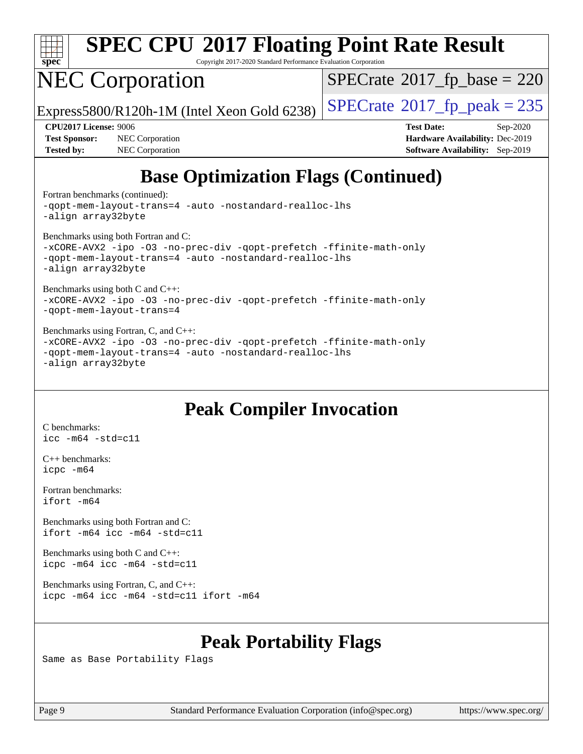## Base Optimization Flags (Continued)

Fortran benchmarks (continued):
```
-qopt-mem-layout-trans=4 -auto -nostandard-realloc-lhs
-align array32byte
```

Benchmarks using both Fortran and C:
```
-xCORE-AVX2 -ipo -O3 -no-prec-div -qopt-prefetch -ffinite-math-only
-qopt-mem-layout-trans=4 -auto -nostandard-realloc-lhs
-align array32byte
```

Benchmarks using both C and C++:
```
-xCORE-AVX2 -ipo -O3 -no-prec-div -qopt-prefetch -ffinite-math-only
-qopt-mem-layout-trans=4
```

Benchmarks using Fortran, C, and C++:
```
-xCORE-AVX2 -ipo -O3 -no-prec-div -qopt-prefetch -ffinite-math-only
-qopt-mem-layout-trans=4 -auto -nostandard-realloc-lhs
-align array32byte
```

## Peak Compiler Invocation

C benchmarks:
```
icc -m64 -std=c11
```

C++ benchmarks:
```
icpc -m64
```

Fortran benchmarks:
```
ifort -m64
```

Benchmarks using both Fortran and C:
```
ifort -m64 icc -m64 -std=c11
```

Benchmarks using both C and C++:
```
icpc -m64 icc -m64 -std=c11
```

Benchmarks using Fortran, C, and C++:
```
icpc -m64 icc -m64 -std=c11 ifort -m64
```

## Peak Portability Flags

Same as Base Portability Flags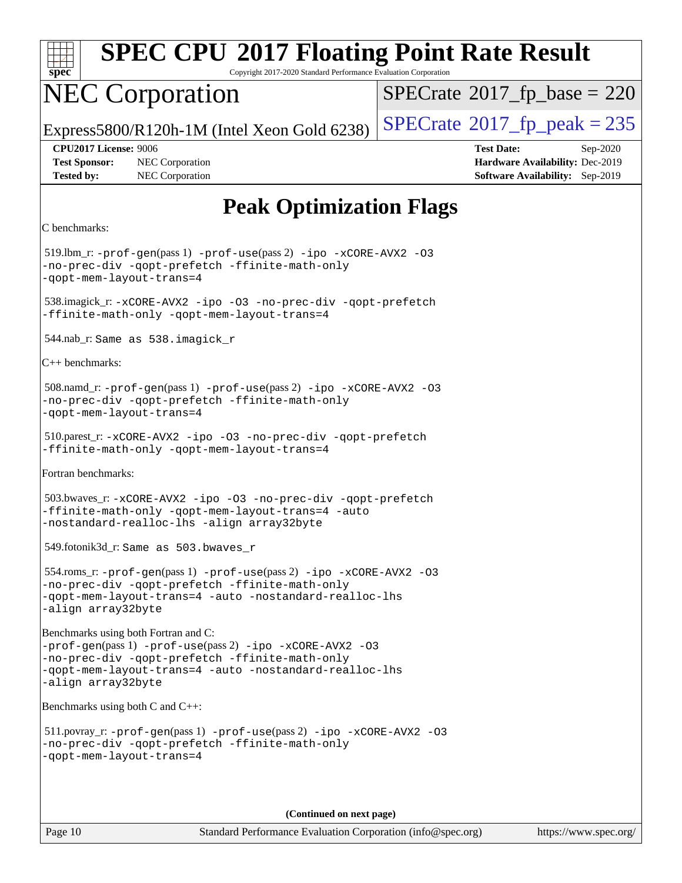# Peak Optimization Flags

C benchmarks:

519.lbm_r: `-prof-gen`(pass 1) `-prof-use`(pass 2) `-ipo -xCORE-AVX2 -O3 -no-prec-div -qopt-prefetch -ffinite-math-only -qopt-mem-layout-trans=4`

538.imagick_r: `-xCORE-AVX2 -ipo -O3 -no-prec-div -qopt-prefetch -ffinite-math-only -qopt-mem-layout-trans=4`

544.nab_r: `Same as 538.imagick_r`

C++ benchmarks:

508.namd_r: `-prof-gen`(pass 1) `-prof-use`(pass 2) `-ipo -xCORE-AVX2 -O3 -no-prec-div -qopt-prefetch -ffinite-math-only -qopt-mem-layout-trans=4`

510.parest_r: `-xCORE-AVX2 -ipo -O3 -no-prec-div -qopt-prefetch -ffinite-math-only -qopt-mem-layout-trans=4`

Fortran benchmarks:

503.bwaves_r: `-xCORE-AVX2 -ipo -O3 -no-prec-div -qopt-prefetch -ffinite-math-only -qopt-mem-layout-trans=4 -auto -nostandard-realloc-lhs -align array32byte`

549.fotonik3d_r: `Same as 503.bwaves_r`

554.roms_r: `-prof-gen`(pass 1) `-prof-use`(pass 2) `-ipo -xCORE-AVX2 -O3 -no-prec-div -qopt-prefetch -ffinite-math-only -qopt-mem-layout-trans=4 -auto -nostandard-realloc-lhs -align array32byte`

Benchmarks using both Fortran and C:

`-prof-gen`(pass 1) `-prof-use`(pass 2) `-ipo -xCORE-AVX2 -O3 -no-prec-div -qopt-prefetch -ffinite-math-only -qopt-mem-layout-trans=4 -auto -nostandard-realloc-lhs -align array32byte`

Benchmarks using both C and C++:

511.povray_r: `-prof-gen`(pass 1) `-prof-use`(pass 2) `-ipo -xCORE-AVX2 -O3 -no-prec-div -qopt-prefetch -ffinite-math-only -qopt-mem-layout-trans=4`

**(Continued on next page)**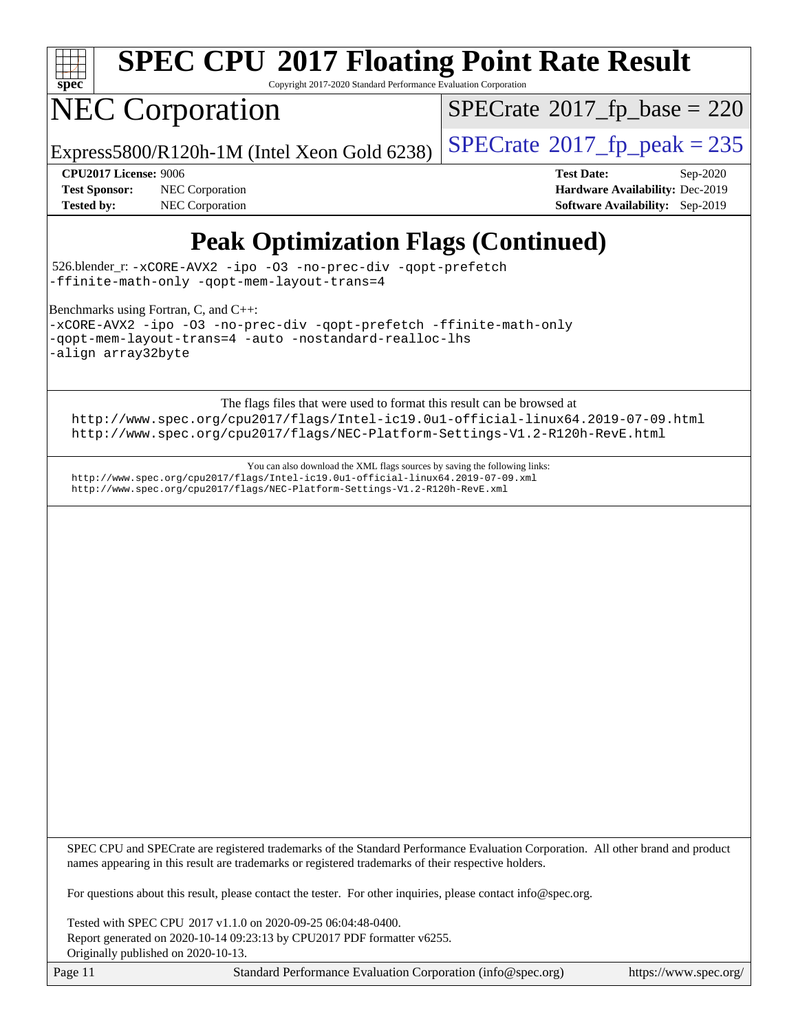# SPEC CPU 2017 Floating Point Rate Result

Copyright 2017-2020 Standard Performance Evaluation Corporation

# NEC Corporation

Express5800/R120h-1M (Intel Xeon Gold 6238)

SPECrate 2017_fp_base = 220

SPECrate 2017_fp_peak = 235

**CPU2017 License:** 9006
**Test Sponsor:** NEC Corporation
**Tested by:** NEC Corporation

**Test Date:** Sep-2020
**Hardware Availability:** Dec-2019
**Software Availability:** Sep-2019

## Peak Optimization Flags (Continued)

526.blender_r: -xCORE-AVX2 -ipo -O3 -no-prec-div -qopt-prefetch -ffinite-math-only -qopt-mem-layout-trans=4

Benchmarks using Fortran, C, and C++:
-xCORE-AVX2 -ipo -O3 -no-prec-div -qopt-prefetch -ffinite-math-only -qopt-mem-layout-trans=4 -auto -nostandard-realloc-lhs -align array32byte

The flags files that were used to format this result can be browsed at
http://www.spec.org/cpu2017/flags/Intel-ic19.0u1-official-linux64.2019-07-09.html
http://www.spec.org/cpu2017/flags/NEC-Platform-Settings-V1.2-R120h-RevE.html

You can also download the XML flags sources by saving the following links:
http://www.spec.org/cpu2017/flags/Intel-ic19.0u1-official-linux64.2019-07-09.xml
http://www.spec.org/cpu2017/flags/NEC-Platform-Settings-V1.2-R120h-RevE.xml

SPEC CPU and SPECrate are registered trademarks of the Standard Performance Evaluation Corporation. All other brand and product names appearing in this result are trademarks or registered trademarks of their respective holders.

For questions about this result, please contact the tester. For other inquiries, please contact info@spec.org.

Tested with SPEC CPU 2017 v1.1.0 on 2020-09-25 06:04:48-0400.
Report generated on 2020-10-14 09:23:13 by CPU2017 PDF formatter v6255.
Originally published on 2020-10-13.